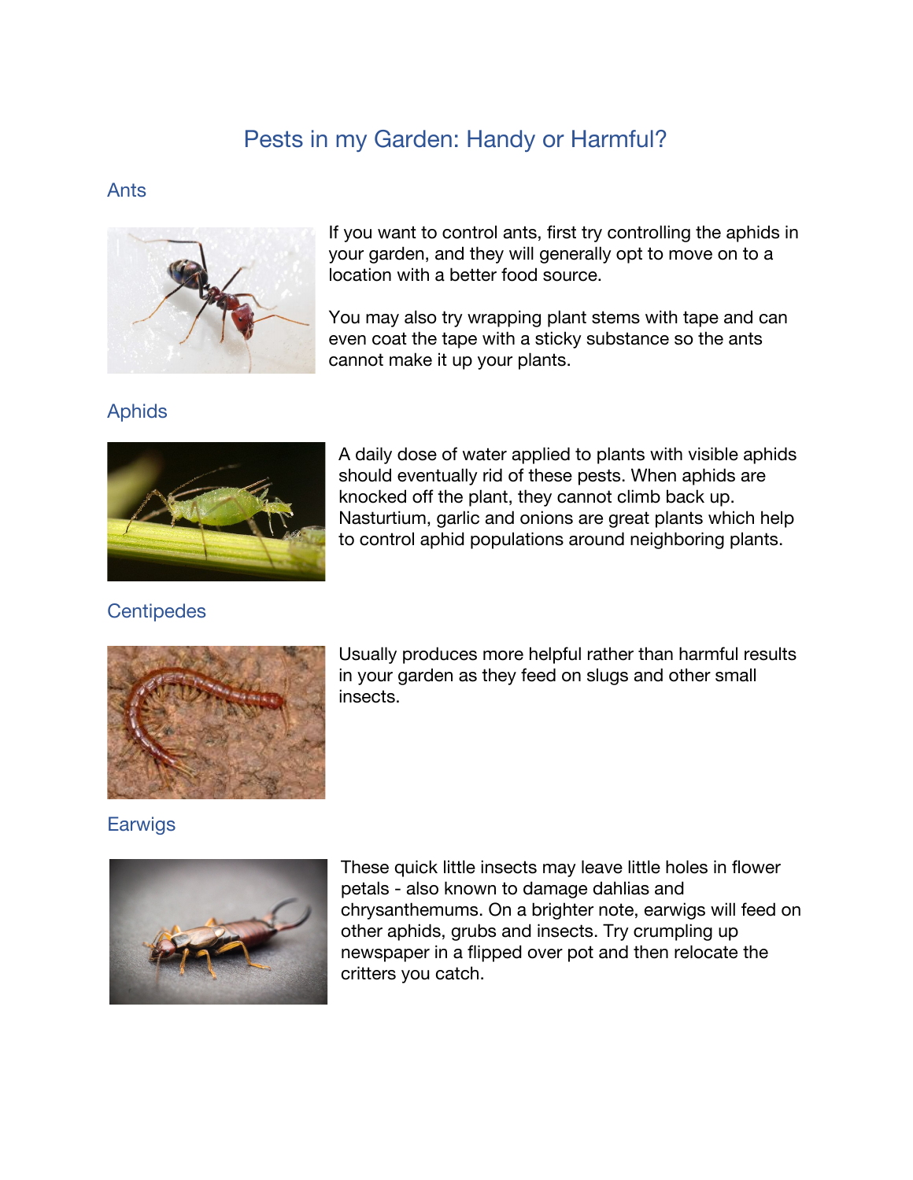# Pests in my Garden: Handy or Harmful?

## Ants

If you want to control ants, first try controlling the aphids in your garden, and they will generally opt to move on to a location with a better food source.

You may also try wrapping plant stems with tape and can even coat the tape with a sticky substance so the ants cannot make it up your plants.

## Aphids

A daily dose of water applied to plants with visible aphids should eventually rid of these pests. When aphids are knocked off the plant, they cannot climb back up. Nasturtium, garlic and onions are great plants which help to control aphid populations around neighboring plants.

## Centipedes

Usually produces more helpful rather than harmful results in your garden as they feed on slugs and other small insects.

## Earwigs

These quick little insects may leave little holes in flower petals - also known to damage dahlias and chrysanthemums. On a brighter note, earwigs will feed on other aphids, grubs and insects. Try crumpling up newspaper in a flipped over pot and then relocate the critters you catch.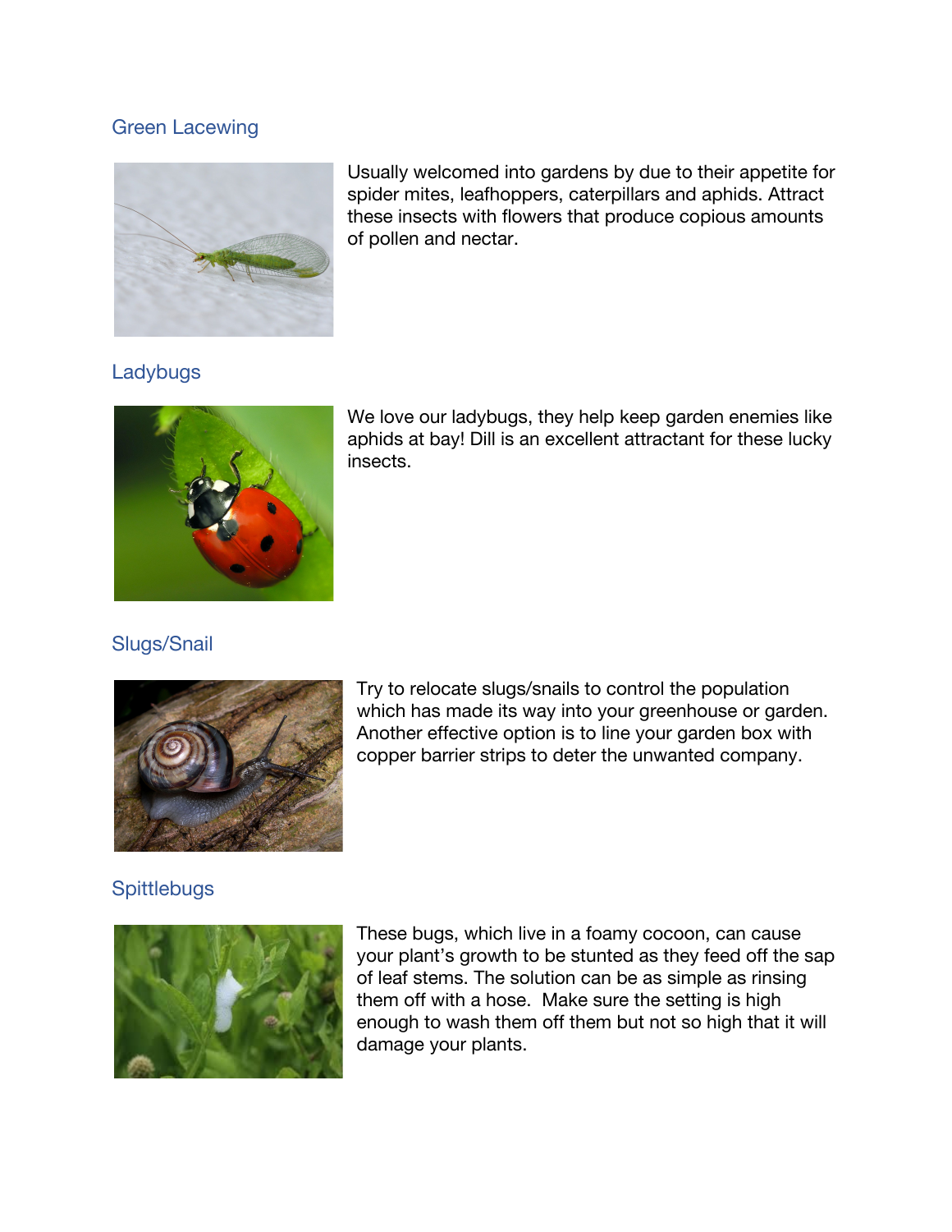## Green Lacewing

Usually welcomed into gardens by due to their appetite for spider mites, leafhoppers, caterpillars and aphids. Attract these insects with flowers that produce copious amounts of pollen and nectar.

## Ladybugs

We love our ladybugs, they help keep garden enemies like aphids at bay! Dill is an excellent attractant for these lucky insects.

## Slugs/Snail

Try to relocate slugs/snails to control the population which has made its way into your greenhouse or garden. Another effective option is to line your garden box with copper barrier strips to deter the unwanted company.

## Spittlebugs

These bugs, which live in a foamy cocoon, can cause your plant's growth to be stunted as they feed off the sap of leaf stems. The solution can be as simple as rinsing them off with a hose. Make sure the setting is high enough to wash them off them but not so high that it will damage your plants.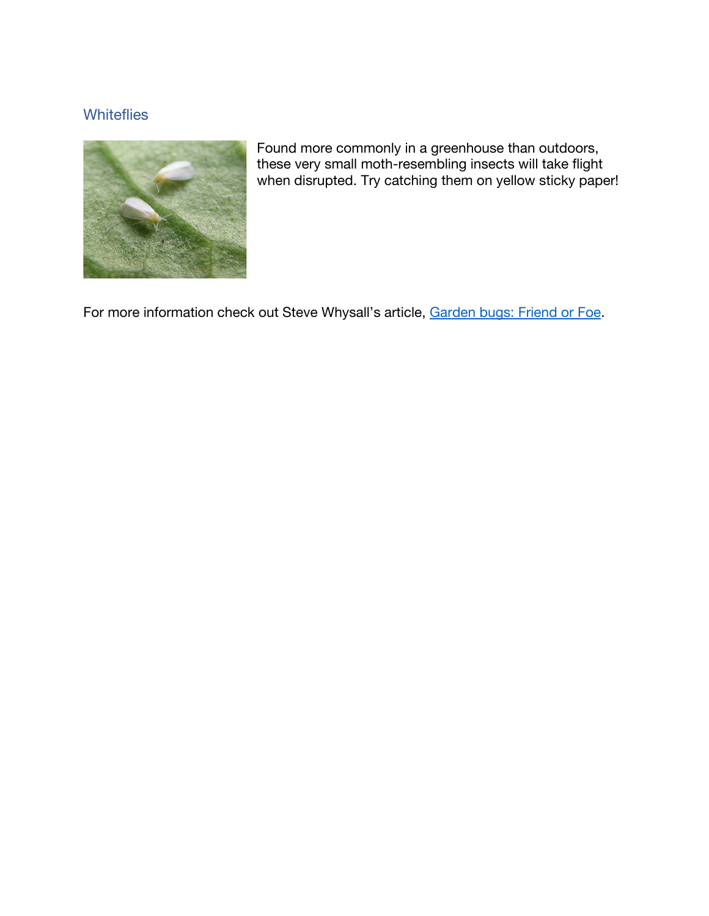### Whiteflies

Found more commonly in a greenhouse than outdoors, these very small moth-resembling insects will take flight when disrupted. Try catching them on yellow sticky paper!

For more information check out Steve Whysall's article, Garden bugs: Friend or Foe.